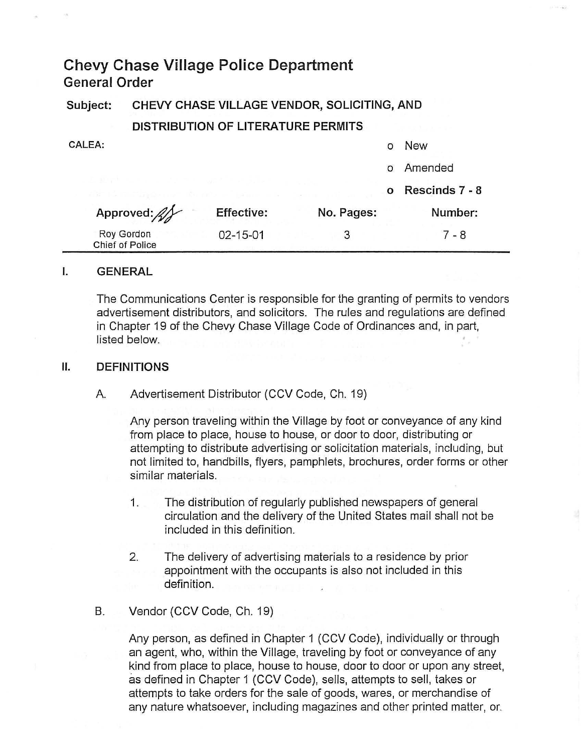# Chevy Chase Village Police Department

## General Order

**Subject:** CHEVY CHASE VILLAGE VENDOR, SOLICITING, AND DISTRIBUTION OF LITERATURE PERMITS

CALEA:

- o New
- o Amended
- o **Rescinds 7 - 8**

| Approved: | Effective: | No. Pages: | Number: |
|---|---|---|---|
| Roy Gordon<br>Chief of Police | 02-15-01 | 3 | 7 - 8 |

## I. GENERAL

The Communications Center is responsible for the granting of permits to vendors advertisement distributors, and solicitors. The rules and regulations are defined in Chapter 19 of the Chevy Chase Village Code of Ordinances and, in part, listed below.

## II. DEFINITIONS

A. Advertisement Distributor (CCV Code, Ch. 19)

Any person traveling within the Village by foot or conveyance of any kind from place to place, house to house, or door to door, distributing or attempting to distribute advertising or solicitation materials, including, but not limited to, handbills, flyers, pamphlets, brochures, order forms or other similar materials.

1. The distribution of regularly published newspapers of general circulation and the delivery of the United States mail shall not be included in this definition.

2. The delivery of advertising materials to a residence by prior appointment with the occupants is also not included in this definition.

B. Vendor (CCV Code, Ch. 19)

Any person, as defined in Chapter 1 (CCV Code), individually or through an agent, who, within the Village, traveling by foot or conveyance of any kind from place to place, house to house, door to door or upon any street, as defined in Chapter 1 (CCV Code), sells, attempts to sell, takes or attempts to take orders for the sale of goods, wares, or merchandise of any nature whatsoever, including magazines and other printed matter, or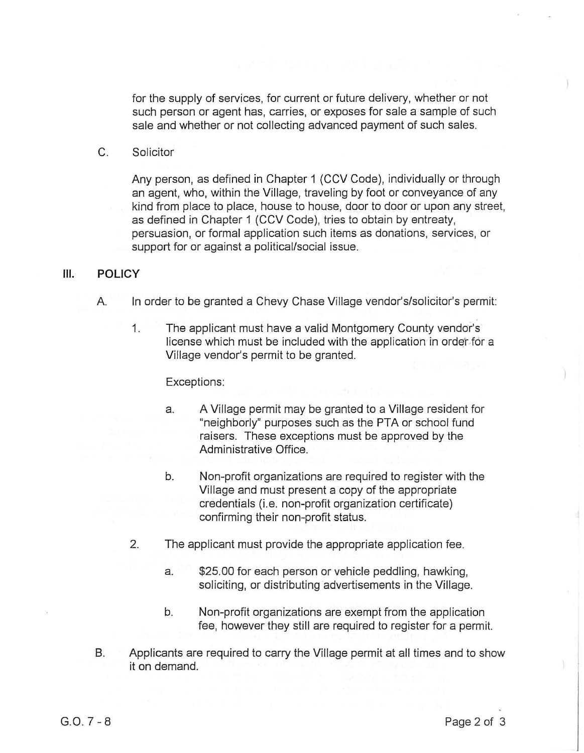for the supply of services, for current or future delivery, whether or not such person or agent has, carries, or exposes for sale a sample of such sale and whether or not collecting advanced payment of such sales.

C. Solicitor

Any person, as defined in Chapter 1 (CCV Code), individually or through an agent, who, within the Village, traveling by foot or conveyance of any kind from place to place, house to house, door to door or upon any street, as defined in Chapter 1 (CCV Code), tries to obtain by entreaty, persuasion, or formal application such items as donations, services, or support for or against a political/social issue.

## III. POLICY

A. In order to be granted a Chevy Chase Village vendor's/solicitor's permit:

1. The applicant must have a valid Montgomery County vendor's license which must be included with the application in order for a Village vendor's permit to be granted.

   Exceptions:

   a. A Village permit may be granted to a Village resident for "neighborly" purposes such as the PTA or school fund raisers. These exceptions must be approved by the Administrative Office.

   b. Non-profit organizations are required to register with the Village and must present a copy of the appropriate credentials (i.e. non-profit organization certificate) confirming their non-profit status.

2. The applicant must provide the appropriate application fee.

   a. $25.00 for each person or vehicle peddling, hawking, soliciting, or distributing advertisements in the Village.

   b. Non-profit organizations are exempt from the application fee, however they still are required to register for a permit.

B. Applicants are required to carry the Village permit at all times and to show it on demand.

G.O. 7 - 8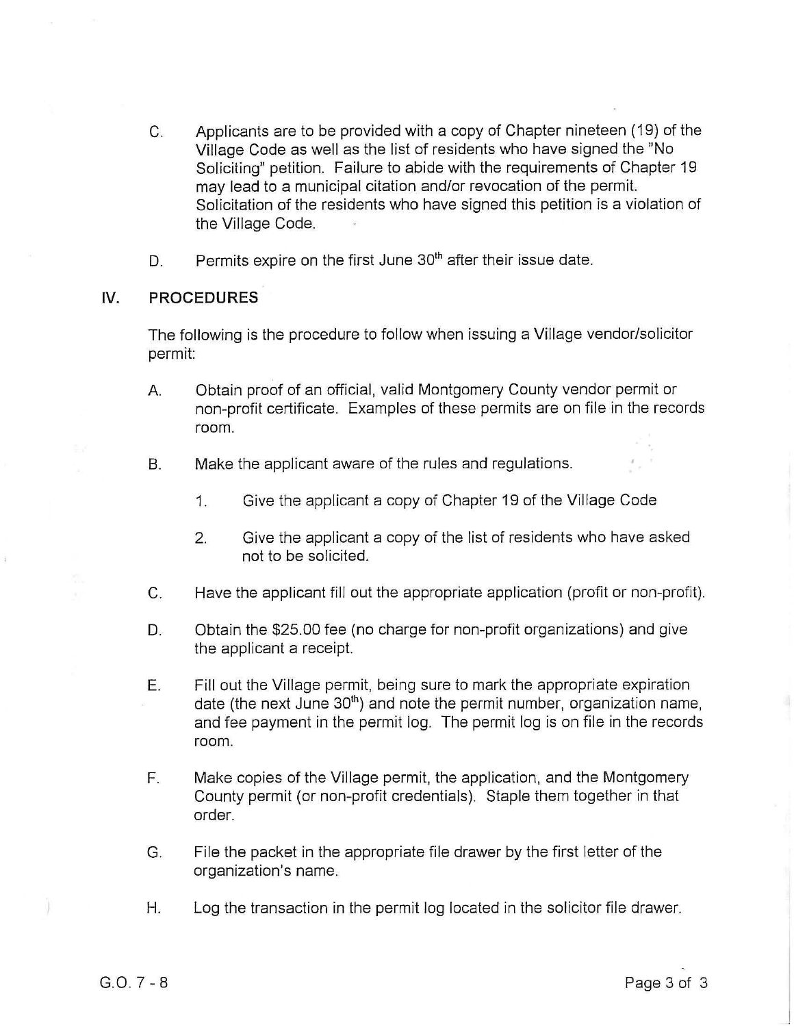C. Applicants are to be provided with a copy of Chapter nineteen (19) of the Village Code as well as the list of residents who have signed the "No Soliciting" petition. Failure to abide with the requirements of Chapter 19 may lead to a municipal citation and/or revocation of the permit. Solicitation of the residents who have signed this petition is a violation of the Village Code.

D. Permits expire on the first June 30th after their issue date.

## IV. PROCEDURES

The following is the procedure to follow when issuing a Village vendor/solicitor permit:

A. Obtain proof of an official, valid Montgomery County vendor permit or non-profit certificate. Examples of these permits are on file in the records room.

B. Make the applicant aware of the rules and regulations.

   1. Give the applicant a copy of Chapter 19 of the Village Code

   2. Give the applicant a copy of the list of residents who have asked not to be solicited.

C. Have the applicant fill out the appropriate application (profit or non-profit).

D. Obtain the $25.00 fee (no charge for non-profit organizations) and give the applicant a receipt.

E. Fill out the Village permit, being sure to mark the appropriate expiration date (the next June 30th) and note the permit number, organization name, and fee payment in the permit log. The permit log is on file in the records room.

F. Make copies of the Village permit, the application, and the Montgomery County permit (or non-profit credentials). Staple them together in that order.

G. File the packet in the appropriate file drawer by the first letter of the organization's name.

H. Log the transaction in the permit log located in the solicitor file drawer.